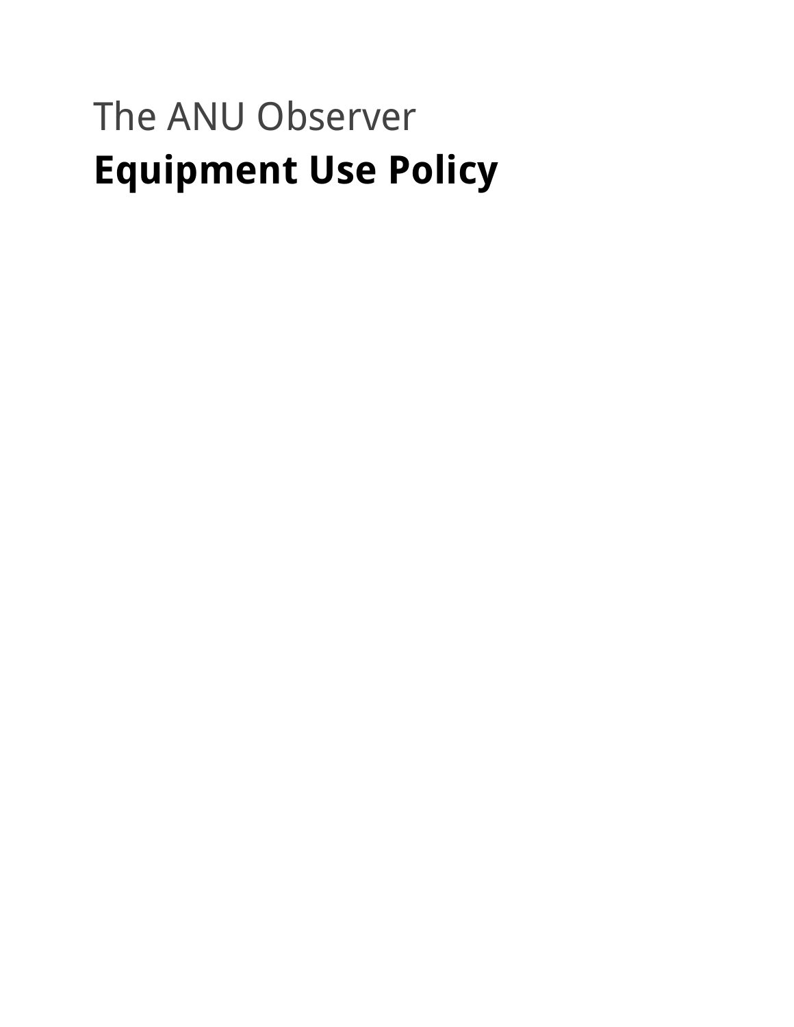The ANU Observer

# Equipment Use Policy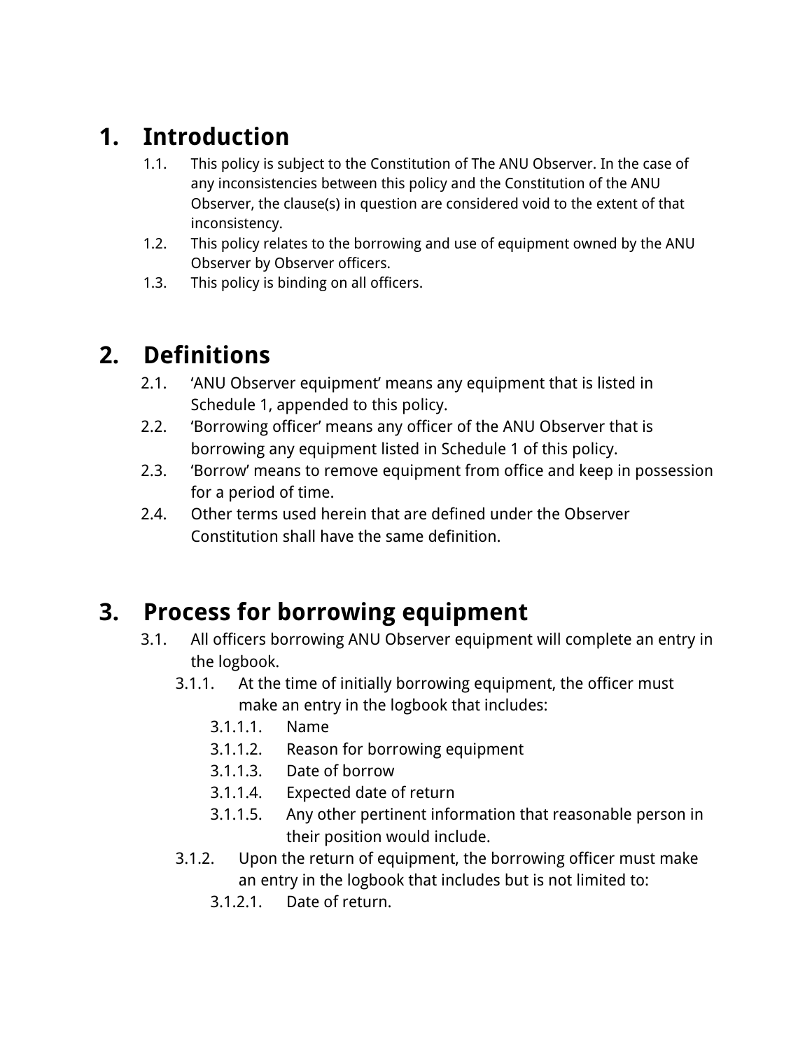# 1. Introduction

1.1. This policy is subject to the Constitution of The ANU Observer. In the case of any inconsistencies between this policy and the Constitution of the ANU Observer, the clause(s) in question are considered void to the extent of that inconsistency.

1.2. This policy relates to the borrowing and use of equipment owned by the ANU Observer by Observer officers.

1.3. This policy is binding on all officers.

# 2. Definitions

2.1. 'ANU Observer equipment' means any equipment that is listed in Schedule 1, appended to this policy.

2.2. 'Borrowing officer' means any officer of the ANU Observer that is borrowing any equipment listed in Schedule 1 of this policy.

2.3. 'Borrow' means to remove equipment from office and keep in possession for a period of time.

2.4. Other terms used herein that are defined under the Observer Constitution shall have the same definition.

# 3. Process for borrowing equipment

3.1. All officers borrowing ANU Observer equipment will complete an entry in the logbook.

- 3.1.1. At the time of initially borrowing equipment, the officer must make an entry in the logbook that includes:
  - 3.1.1.1. Name
  - 3.1.1.2. Reason for borrowing equipment
  - 3.1.1.3. Date of borrow
  - 3.1.1.4. Expected date of return
  - 3.1.1.5. Any other pertinent information that reasonable person in their position would include.
- 3.1.2. Upon the return of equipment, the borrowing officer must make an entry in the logbook that includes but is not limited to:
  - 3.1.2.1. Date of return.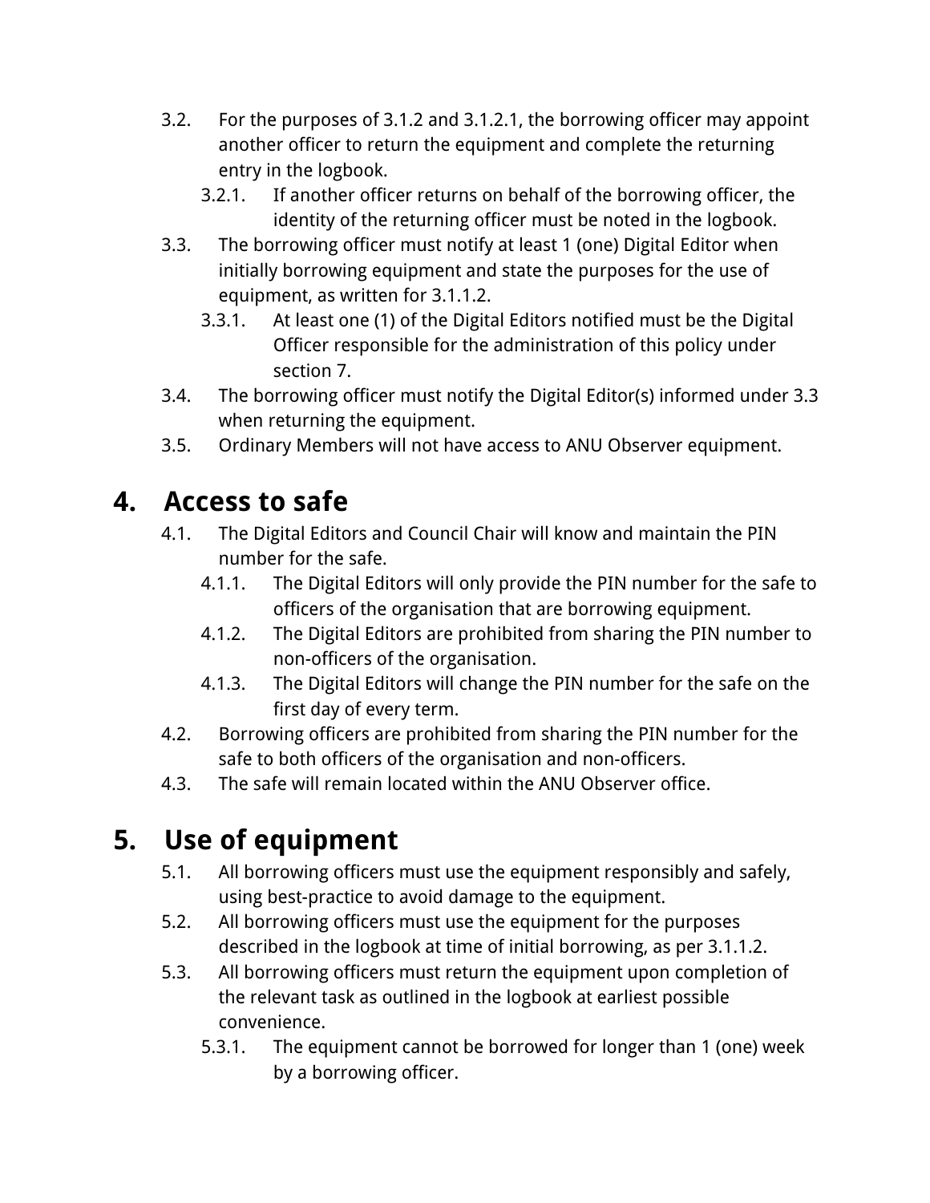- 3.2. For the purposes of 3.1.2 and 3.1.2.1, the borrowing officer may appoint another officer to return the equipment and complete the returning entry in the logbook.
  - 3.2.1. If another officer returns on behalf of the borrowing officer, the identity of the returning officer must be noted in the logbook.
- 3.3. The borrowing officer must notify at least 1 (one) Digital Editor when initially borrowing equipment and state the purposes for the use of equipment, as written for 3.1.1.2.
  - 3.3.1. At least one (1) of the Digital Editors notified must be the Digital Officer responsible for the administration of this policy under section 7.
- 3.4. The borrowing officer must notify the Digital Editor(s) informed under 3.3 when returning the equipment.
- 3.5. Ordinary Members will not have access to ANU Observer equipment.

## 4. Access to safe

- 4.1. The Digital Editors and Council Chair will know and maintain the PIN number for the safe.
  - 4.1.1. The Digital Editors will only provide the PIN number for the safe to officers of the organisation that are borrowing equipment.
  - 4.1.2. The Digital Editors are prohibited from sharing the PIN number to non-officers of the organisation.
  - 4.1.3. The Digital Editors will change the PIN number for the safe on the first day of every term.
- 4.2. Borrowing officers are prohibited from sharing the PIN number for the safe to both officers of the organisation and non-officers.
- 4.3. The safe will remain located within the ANU Observer office.

## 5. Use of equipment

- 5.1. All borrowing officers must use the equipment responsibly and safely, using best-practice to avoid damage to the equipment.
- 5.2. All borrowing officers must use the equipment for the purposes described in the logbook at time of initial borrowing, as per 3.1.1.2.
- 5.3. All borrowing officers must return the equipment upon completion of the relevant task as outlined in the logbook at earliest possible convenience.
  - 5.3.1. The equipment cannot be borrowed for longer than 1 (one) week by a borrowing officer.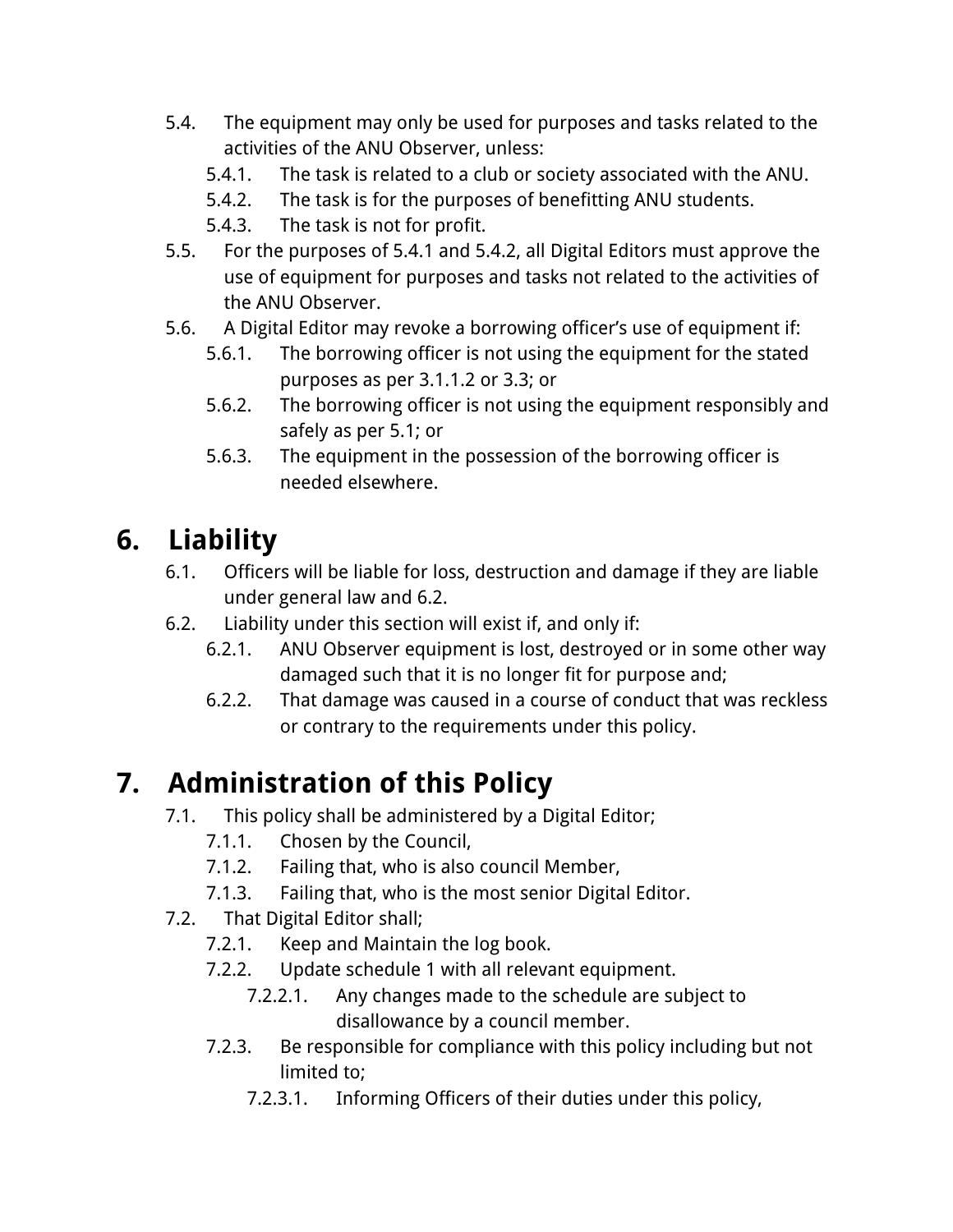5.4. The equipment may only be used for purposes and tasks related to the activities of the ANU Observer, unless:
  - 5.4.1. The task is related to a club or society associated with the ANU.
  - 5.4.2. The task is for the purposes of benefitting ANU students.
  - 5.4.3. The task is not for profit.

5.5. For the purposes of 5.4.1 and 5.4.2, all Digital Editors must approve the use of equipment for purposes and tasks not related to the activities of the ANU Observer.

5.6. A Digital Editor may revoke a borrowing officer's use of equipment if:
  - 5.6.1. The borrowing officer is not using the equipment for the stated purposes as per 3.1.1.2 or 3.3; or
  - 5.6.2. The borrowing officer is not using the equipment responsibly and safely as per 5.1; or
  - 5.6.3. The equipment in the possession of the borrowing officer is needed elsewhere.

# 6. Liability

6.1. Officers will be liable for loss, destruction and damage if they are liable under general law and 6.2.

6.2. Liability under this section will exist if, and only if:
  - 6.2.1. ANU Observer equipment is lost, destroyed or in some other way damaged such that it is no longer fit for purpose and;
  - 6.2.2. That damage was caused in a course of conduct that was reckless or contrary to the requirements under this policy.

# 7. Administration of this Policy

7.1. This policy shall be administered by a Digital Editor;
  - 7.1.1. Chosen by the Council,
  - 7.1.2. Failing that, who is also council Member,
  - 7.1.3. Failing that, who is the most senior Digital Editor.

7.2. That Digital Editor shall;
  - 7.2.1. Keep and Maintain the log book.
  - 7.2.2. Update schedule 1 with all relevant equipment.
    - 7.2.2.1. Any changes made to the schedule are subject to disallowance by a council member.
  - 7.2.3. Be responsible for compliance with this policy including but not limited to;
    - 7.2.3.1. Informing Officers of their duties under this policy,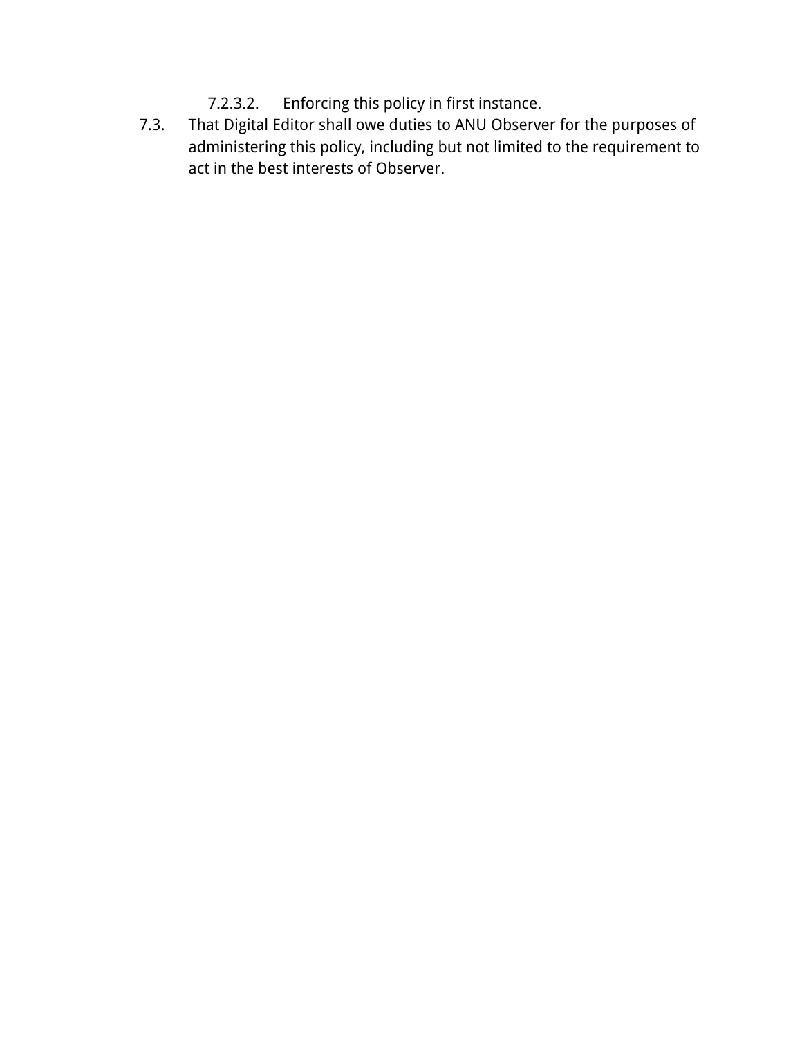7.2.3.2. Enforcing this policy in first instance.

7.3. That Digital Editor shall owe duties to ANU Observer for the purposes of administering this policy, including but not limited to the requirement to act in the best interests of Observer.